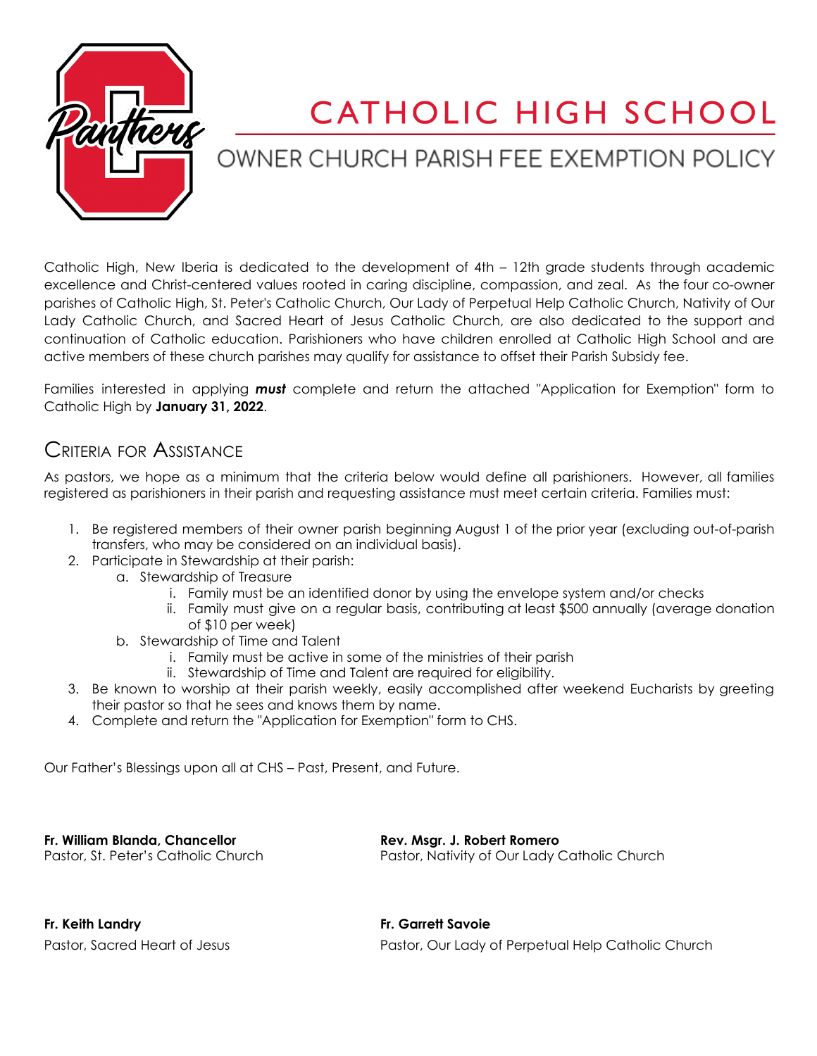# CATHOLIC HIGH SCHOOL

## OWNER CHURCH PARISH FEE EXEMPTION POLICY

Catholic High, New Iberia is dedicated to the development of 4th – 12th grade students through academic excellence and Christ-centered values rooted in caring discipline, compassion, and zeal. As the four co-owner parishes of Catholic High, St. Peter's Catholic Church, Our Lady of Perpetual Help Catholic Church, Nativity of Our Lady Catholic Church, and Sacred Heart of Jesus Catholic Church, are also dedicated to the support and continuation of Catholic education. Parishioners who have children enrolled at Catholic High School and are active members of these church parishes may qualify for assistance to offset their Parish Subsidy fee.

Families interested in applying ***must*** complete and return the attached "Application for Exemption" form to Catholic High by **January 31, 2022**.

## Criteria for Assistance

As pastors, we hope as a minimum that the criteria below would define all parishioners. However, all families registered as parishioners in their parish and requesting assistance must meet certain criteria. Families must:

1. Be registered members of their owner parish beginning August 1 of the prior year (excluding out-of-parish transfers, who may be considered on an individual basis).
2. Participate in Stewardship at their parish:
   a. Stewardship of Treasure
      i. Family must be an identified donor by using the envelope system and/or checks
      ii. Family must give on a regular basis, contributing at least $500 annually (average donation of $10 per week)
   b. Stewardship of Time and Talent
      i. Family must be active in some of the ministries of their parish
      ii. Stewardship of Time and Talent are required for eligibility.
3. Be known to worship at their parish weekly, easily accomplished after weekend Eucharists by greeting their pastor so that he sees and knows them by name.
4. Complete and return the "Application for Exemption" form to CHS.

Our Father's Blessings upon all at CHS – Past, Present, and Future.

**Fr. William Blanda, Chancellor**
Pastor, St. Peter's Catholic Church

**Rev. Msgr. J. Robert Romero**
Pastor, Nativity of Our Lady Catholic Church

**Fr. Keith Landry**
Pastor, Sacred Heart of Jesus

**Fr. Garrett Savoie**
Pastor, Our Lady of Perpetual Help Catholic Church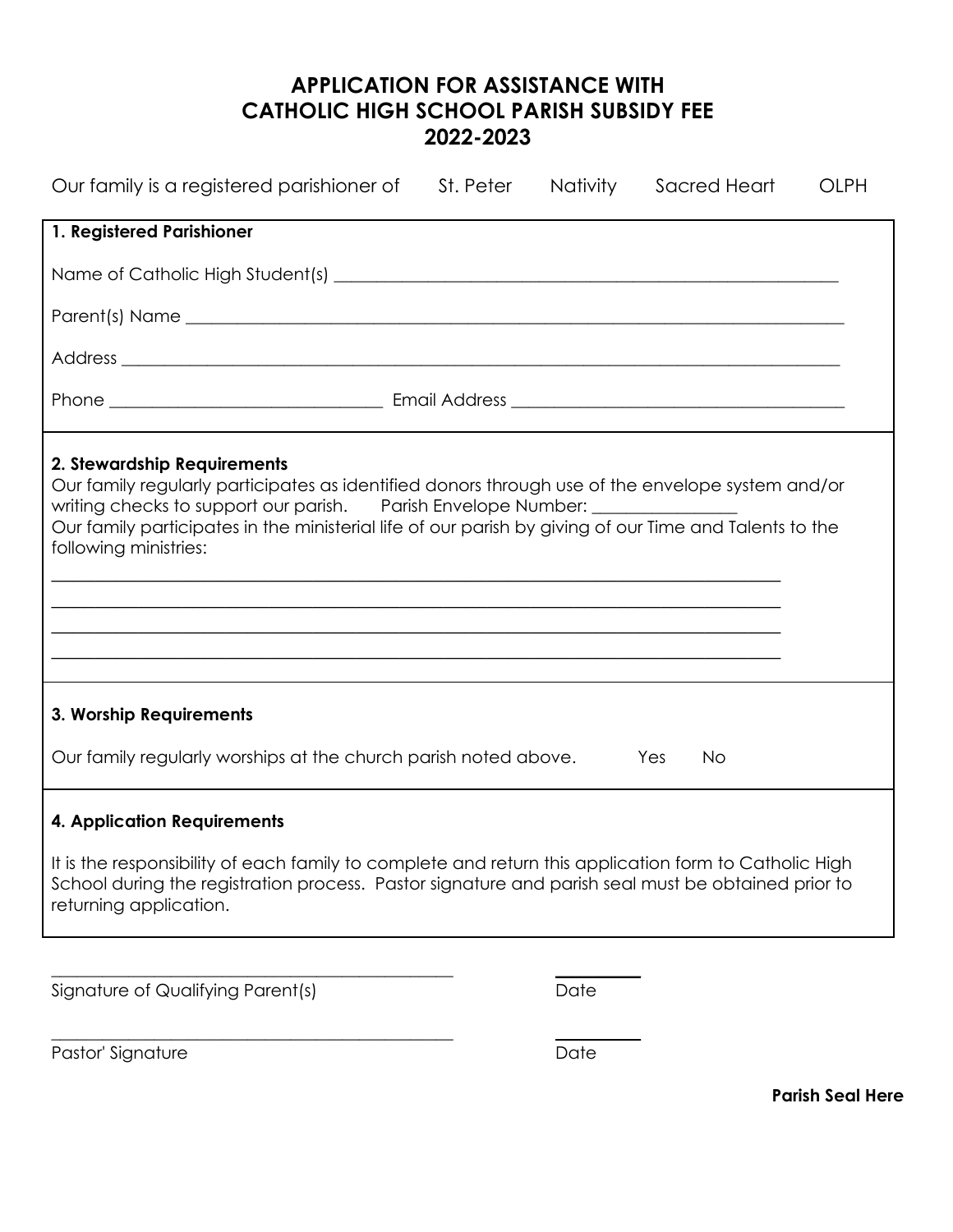# APPLICATION FOR ASSISTANCE WITH CATHOLIC HIGH SCHOOL PARISH SUBSIDY FEE 2022-2023

Our family is a registered parishioner of St. Peter Nativity Sacred Heart OLPH

**1. Registered Parishioner**

Name of Catholic High Student(s) ____________________________________________________________

Parent(s) Name ______________________________________________________________________________

Address ____________________________________________________________________________________

Phone ________________________________ Email Address ________________________________________

**2. Stewardship Requirements**

Our family regularly participates as identified donors through use of the envelope system and/or writing checks to support our parish. Parish Envelope Number: _________________

Our family participates in the ministerial life of our parish by giving of our Time and Talents to the following ministries:

_____________________________________________________________________________________

_____________________________________________________________________________________

_____________________________________________________________________________________

_____________________________________________________________________________________

**3. Worship Requirements**

Our family regularly worships at the church parish noted above. Yes No

**4. Application Requirements**

It is the responsibility of each family to complete and return this application form to Catholic High School during the registration process. Pastor signature and parish seal must be obtained prior to returning application.

_______________________________________________ __________

Signature of Qualifying Parent(s) Date

_______________________________________________ __________

Pastor' Signature Date

**Parish Seal Here**